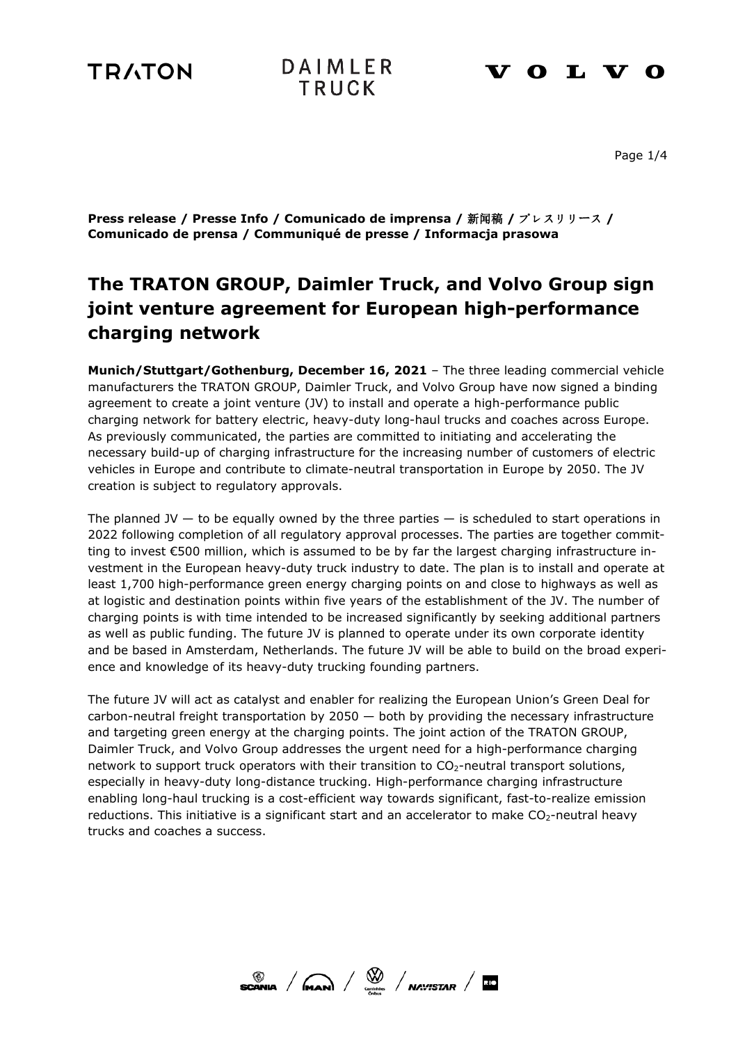TRATON DAIMLER TRUCK VOLVO

**Press release / Presse Info / Comunicado de imprensa / 新闻稿 / プレスリリース / Comunicado de prensa / Communiqué de presse / Informacja prasowa**

# The TRATON GROUP, Daimler Truck, and Volvo Group sign joint venture agreement for European high-performance charging network

**Munich/Stuttgart/Gothenburg, December 16, 2021** – The three leading commercial vehicle manufacturers the TRATON GROUP, Daimler Truck, and Volvo Group have now signed a binding agreement to create a joint venture (JV) to install and operate a high-performance public charging network for battery electric, heavy-duty long-haul trucks and coaches across Europe. As previously communicated, the parties are committed to initiating and accelerating the necessary build-up of charging infrastructure for the increasing number of customers of electric vehicles in Europe and contribute to climate-neutral transportation in Europe by 2050. The JV creation is subject to regulatory approvals.

The planned JV — to be equally owned by the three parties — is scheduled to start operations in 2022 following completion of all regulatory approval processes. The parties are together committing to invest €500 million, which is assumed to be by far the largest charging infrastructure investment in the European heavy-duty truck industry to date. The plan is to install and operate at least 1,700 high-performance green energy charging points on and close to highways as well as at logistic and destination points within five years of the establishment of the JV. The number of charging points is with time intended to be increased significantly by seeking additional partners as well as public funding. The future JV is planned to operate under its own corporate identity and be based in Amsterdam, Netherlands. The future JV will be able to build on the broad experience and knowledge of its heavy-duty trucking founding partners.

The future JV will act as catalyst and enabler for realizing the European Union's Green Deal for carbon-neutral freight transportation by 2050 — both by providing the necessary infrastructure and targeting green energy at the charging points. The joint action of the TRATON GROUP, Daimler Truck, and Volvo Group addresses the urgent need for a high-performance charging network to support truck operators with their transition to $CO_2$-neutral transport solutions, especially in heavy-duty long-distance trucking. High-performance charging infrastructure enabling long-haul trucking is a cost-efficient way towards significant, fast-to-realize emission reductions. This initiative is a significant start and an accelerator to make $CO_2$-neutral heavy trucks and coaches a success.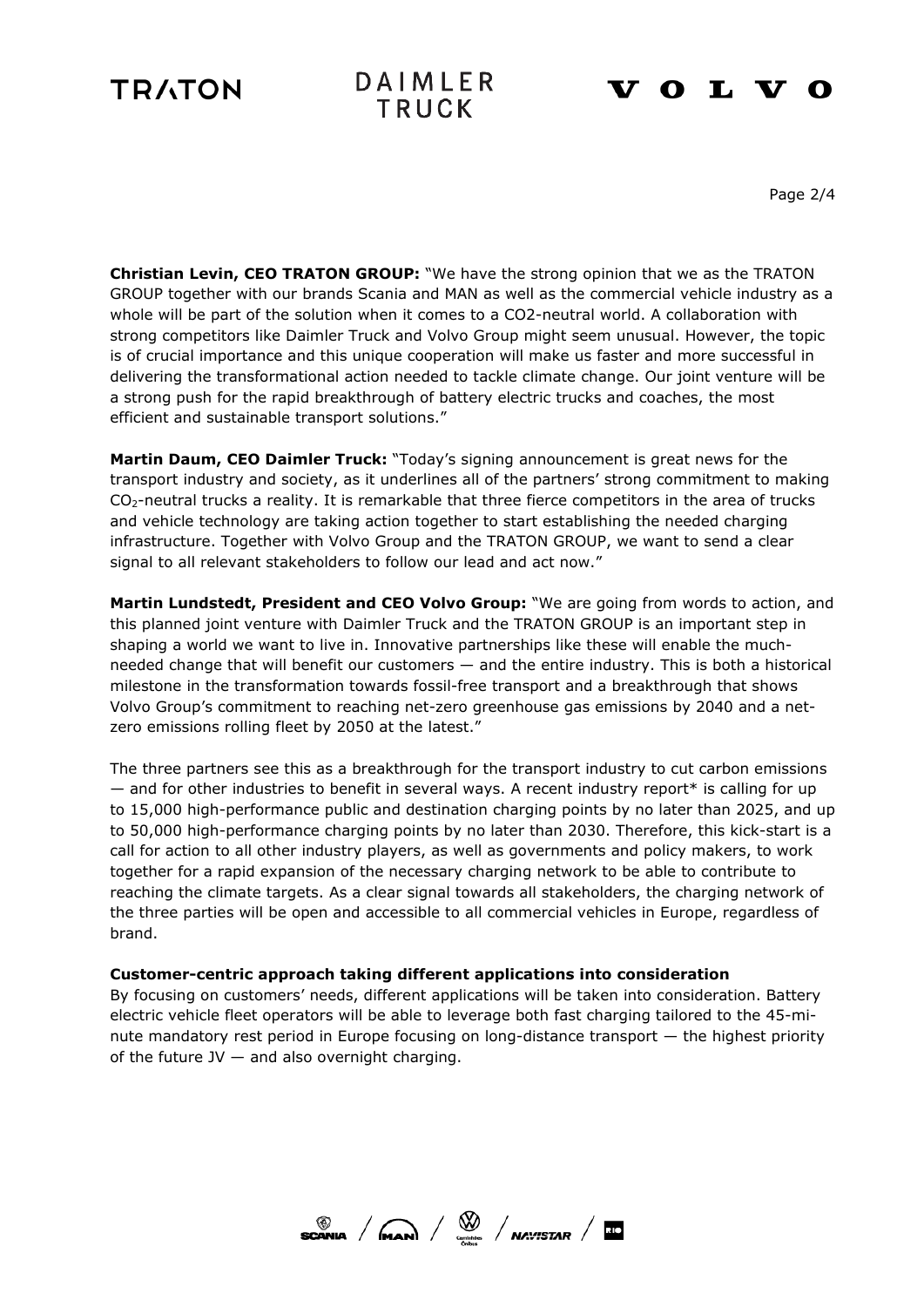**Christian Levin, CEO TRATON GROUP:** "We have the strong opinion that we as the TRATON GROUP together with our brands Scania and MAN as well as the commercial vehicle industry as a whole will be part of the solution when it comes to a CO2-neutral world. A collaboration with strong competitors like Daimler Truck and Volvo Group might seem unusual. However, the topic is of crucial importance and this unique cooperation will make us faster and more successful in delivering the transformational action needed to tackle climate change. Our joint venture will be a strong push for the rapid breakthrough of battery electric trucks and coaches, the most efficient and sustainable transport solutions."

**Martin Daum, CEO Daimler Truck:** "Today's signing announcement is great news for the transport industry and society, as it underlines all of the partners' strong commitment to making $CO_2$-neutral trucks a reality. It is remarkable that three fierce competitors in the area of trucks and vehicle technology are taking action together to start establishing the needed charging infrastructure. Together with Volvo Group and the TRATON GROUP, we want to send a clear signal to all relevant stakeholders to follow our lead and act now."

**Martin Lundstedt, President and CEO Volvo Group:** "We are going from words to action, and this planned joint venture with Daimler Truck and the TRATON GROUP is an important step in shaping a world we want to live in. Innovative partnerships like these will enable the much-needed change that will benefit our customers — and the entire industry. This is both a historical milestone in the transformation towards fossil-free transport and a breakthrough that shows Volvo Group's commitment to reaching net-zero greenhouse gas emissions by 2040 and a net-zero emissions rolling fleet by 2050 at the latest."

The three partners see this as a breakthrough for the transport industry to cut carbon emissions — and for other industries to benefit in several ways. A recent industry report* is calling for up to 15,000 high-performance public and destination charging points by no later than 2025, and up to 50,000 high-performance charging points by no later than 2030. Therefore, this kick-start is a call for action to all other industry players, as well as governments and policy makers, to work together for a rapid expansion of the necessary charging network to be able to contribute to reaching the climate targets. As a clear signal towards all stakeholders, the charging network of the three parties will be open and accessible to all commercial vehicles in Europe, regardless of brand.

**Customer-centric approach taking different applications into consideration**

By focusing on customers' needs, different applications will be taken into consideration. Battery electric vehicle fleet operators will be able to leverage both fast charging tailored to the 45-minute mandatory rest period in Europe focusing on long-distance transport — the highest priority of the future JV — and also overnight charging.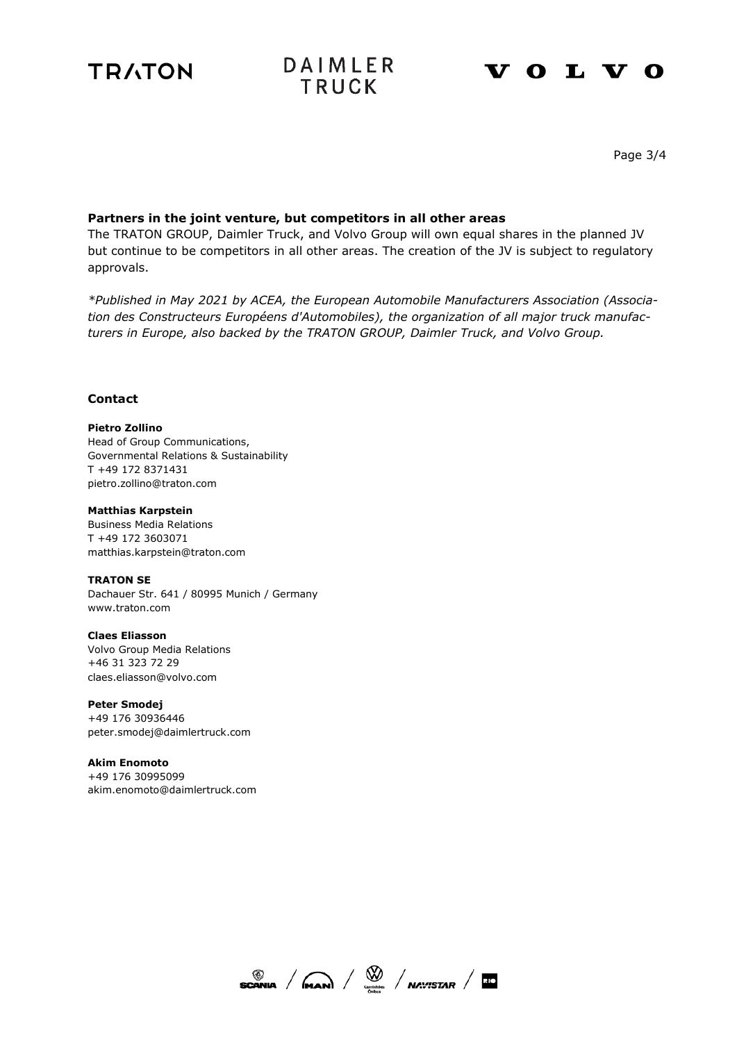### Partners in the joint venture, but competitors in all other areas

The TRATON GROUP, Daimler Truck, and Volvo Group will own equal shares in the planned JV but continue to be competitors in all other areas. The creation of the JV is subject to regulatory approvals.

*\*Published in May 2021 by ACEA, the European Automobile Manufacturers Association (Association des Constructeurs Européens d'Automobiles), the organization of all major truck manufacturers in Europe, also backed by the TRATON GROUP, Daimler Truck, and Volvo Group.*

## Contact

**Pietro Zollino**
Head of Group Communications,
Governmental Relations & Sustainability
T +49 172 8371431
pietro.zollino@traton.com

**Matthias Karpstein**
Business Media Relations
T +49 172 3603071
matthias.karpstein@traton.com

**TRATON SE**
Dachauer Str. 641 / 80995 Munich / Germany
www.traton.com

**Claes Eliasson**
Volvo Group Media Relations
+46 31 323 72 29
claes.eliasson@volvo.com

**Peter Smodej**
+49 176 30936446
peter.smodej@daimlertruck.com

**Akim Enomoto**
+49 176 30995099
akim.enomoto@daimlertruck.com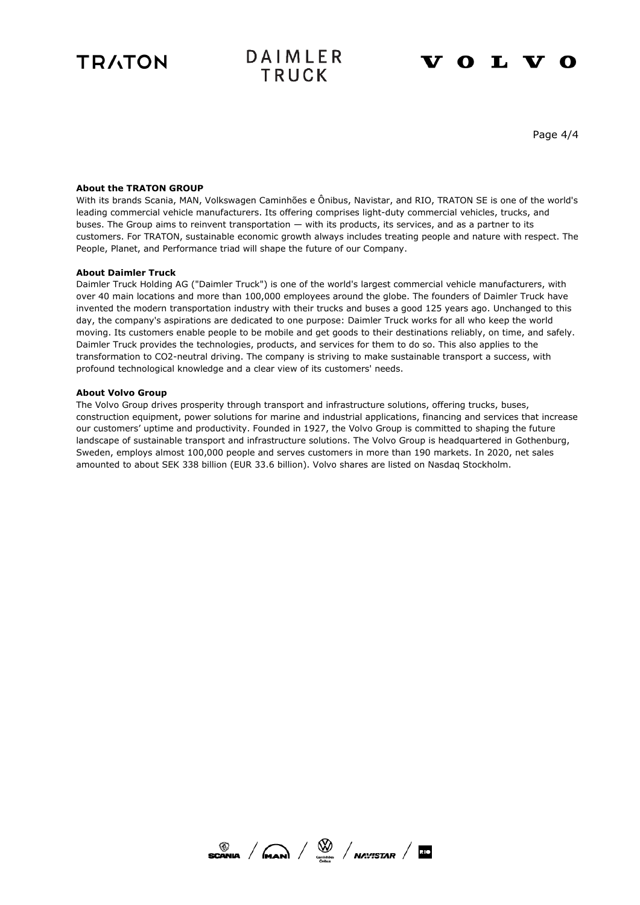**About the TRATON GROUP**

With its brands Scania, MAN, Volkswagen Caminhões e Ônibus, Navistar, and RIO, TRATON SE is one of the world's leading commercial vehicle manufacturers. Its offering comprises light-duty commercial vehicles, trucks, and buses. The Group aims to reinvent transportation — with its products, its services, and as a partner to its customers. For TRATON, sustainable economic growth always includes treating people and nature with respect. The People, Planet, and Performance triad will shape the future of our Company.

**About Daimler Truck**

Daimler Truck Holding AG ("Daimler Truck") is one of the world's largest commercial vehicle manufacturers, with over 40 main locations and more than 100,000 employees around the globe. The founders of Daimler Truck have invented the modern transportation industry with their trucks and buses a good 125 years ago. Unchanged to this day, the company's aspirations are dedicated to one purpose: Daimler Truck works for all who keep the world moving. Its customers enable people to be mobile and get goods to their destinations reliably, on time, and safely. Daimler Truck provides the technologies, products, and services for them to do so. This also applies to the transformation to $CO_2$-neutral driving. The company is striving to make sustainable transport a success, with profound technological knowledge and a clear view of its customers' needs.

**About Volvo Group**

The Volvo Group drives prosperity through transport and infrastructure solutions, offering trucks, buses, construction equipment, power solutions for marine and industrial applications, financing and services that increase our customers' uptime and productivity. Founded in 1927, the Volvo Group is committed to shaping the future landscape of sustainable transport and infrastructure solutions. The Volvo Group is headquartered in Gothenburg, Sweden, employs almost 100,000 people and serves customers in more than 190 markets. In 2020, net sales amounted to about SEK 338 billion (EUR 33.6 billion). Volvo shares are listed on Nasdaq Stockholm.